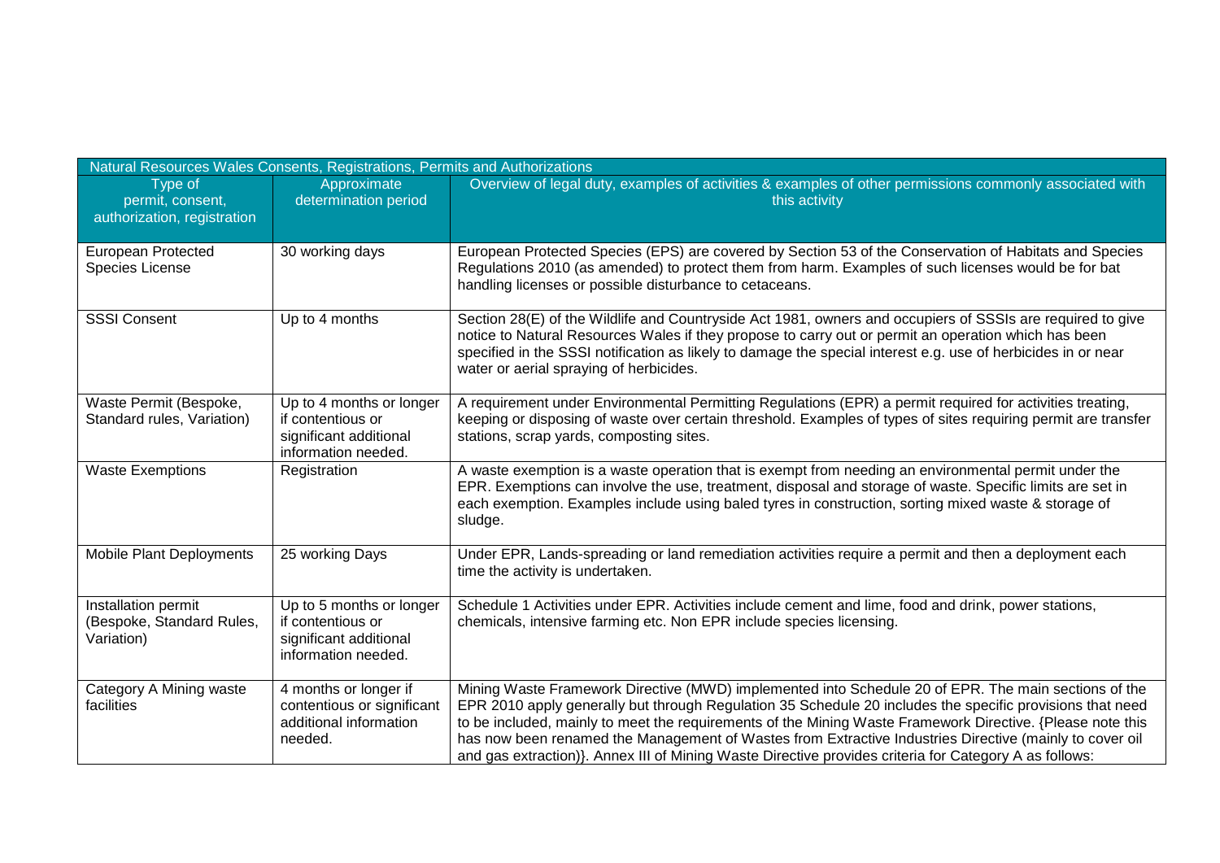| Natural Resources Wales Consents, Registrations, Permits and Authorizations | | |
|---|---|---|
| Type of permit, consent, authorization, registration | Approximate determination period | Overview of legal duty, examples of activities & examples of other permissions commonly associated with this activity |
| European Protected Species License | 30 working days | European Protected Species (EPS) are covered by Section 53 of the Conservation of Habitats and Species Regulations 2010 (as amended) to protect them from harm. Examples of such licenses would be for bat handling licenses or possible disturbance to cetaceans. |
| SSSI Consent | Up to 4 months | Section 28(E) of the Wildlife and Countryside Act 1981, owners and occupiers of SSSIs are required to give notice to Natural Resources Wales if they propose to carry out or permit an operation which has been specified in the SSSI notification as likely to damage the special interest e.g. use of herbicides in or near water or aerial spraying of herbicides. |
| Waste Permit (Bespoke, Standard rules, Variation) | Up to 4 months or longer if contentious or significant additional information needed. | A requirement under Environmental Permitting Regulations (EPR) a permit required for activities treating, keeping or disposing of waste over certain threshold. Examples of types of sites requiring permit are transfer stations, scrap yards, composting sites. |
| Waste Exemptions | Registration | A waste exemption is a waste operation that is exempt from needing an environmental permit under the EPR. Exemptions can involve the use, treatment, disposal and storage of waste. Specific limits are set in each exemption. Examples include using baled tyres in construction, sorting mixed waste & storage of sludge. |
| Mobile Plant Deployments | 25 working Days | Under EPR, Lands-spreading or land remediation activities require a permit and then a deployment each time the activity is undertaken. |
| Installation permit (Bespoke, Standard Rules, Variation) | Up to 5 months or longer if contentious or significant additional information needed. | Schedule 1 Activities under EPR. Activities include cement and lime, food and drink, power stations, chemicals, intensive farming etc. Non EPR include species licensing. |
| Category A Mining waste facilities | 4 months or longer if contentious or significant additional information needed. | Mining Waste Framework Directive (MWD) implemented into Schedule 20 of EPR. The main sections of the EPR 2010 apply generally but through Regulation 35 Schedule 20 includes the specific provisions that need to be included, mainly to meet the requirements of the Mining Waste Framework Directive. {Please note this has now been renamed the Management of Wastes from Extractive Industries Directive (mainly to cover oil and gas extraction)}. Annex III of Mining Waste Directive provides criteria for Category A as follows: |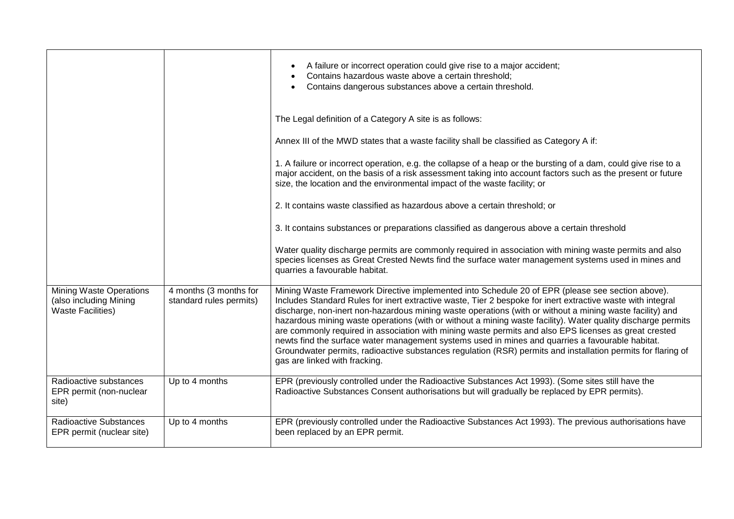| | | |
|---|---|---|
| | | • A failure or incorrect operation could give rise to a major accident;<br>• Contains hazardous waste above a certain threshold;<br>• Contains dangerous substances above a certain threshold.<br><br>The Legal definition of a Category A site is as follows:<br><br>Annex III of the MWD states that a waste facility shall be classified as Category A if:<br><br>1. A failure or incorrect operation, e.g. the collapse of a heap or the bursting of a dam, could give rise to a major accident, on the basis of a risk assessment taking into account factors such as the present or future size, the location and the environmental impact of the waste facility; or<br><br>2. It contains waste classified as hazardous above a certain threshold; or<br><br>3. It contains substances or preparations classified as dangerous above a certain threshold<br><br>Water quality discharge permits are commonly required in association with mining waste permits and also species licenses as Great Crested Newts find the surface water management systems used in mines and quarries a favourable habitat. |
| Mining Waste Operations (also including Mining Waste Facilities) | 4 months (3 months for standard rules permits) | Mining Waste Framework Directive implemented into Schedule 20 of EPR (please see section above). Includes Standard Rules for inert extractive waste, Tier 2 bespoke for inert extractive waste with integral discharge, non-inert non-hazardous mining waste operations (with or without a mining waste facility) and hazardous mining waste operations (with or without a mining waste facility). Water quality discharge permits are commonly required in association with mining waste permits and also EPS licenses as great crested newts find the surface water management systems used in mines and quarries a favourable habitat. Groundwater permits, radioactive substances regulation (RSR) permits and installation permits for flaring of gas are linked with fracking. |
| Radioactive substances EPR permit (non-nuclear site) | Up to 4 months | EPR (previously controlled under the Radioactive Substances Act 1993). (Some sites still have the Radioactive Substances Consent authorisations but will gradually be replaced by EPR permits). |
| Radioactive Substances EPR permit (nuclear site) | Up to 4 months | EPR (previously controlled under the Radioactive Substances Act 1993). The previous authorisations have been replaced by an EPR permit. |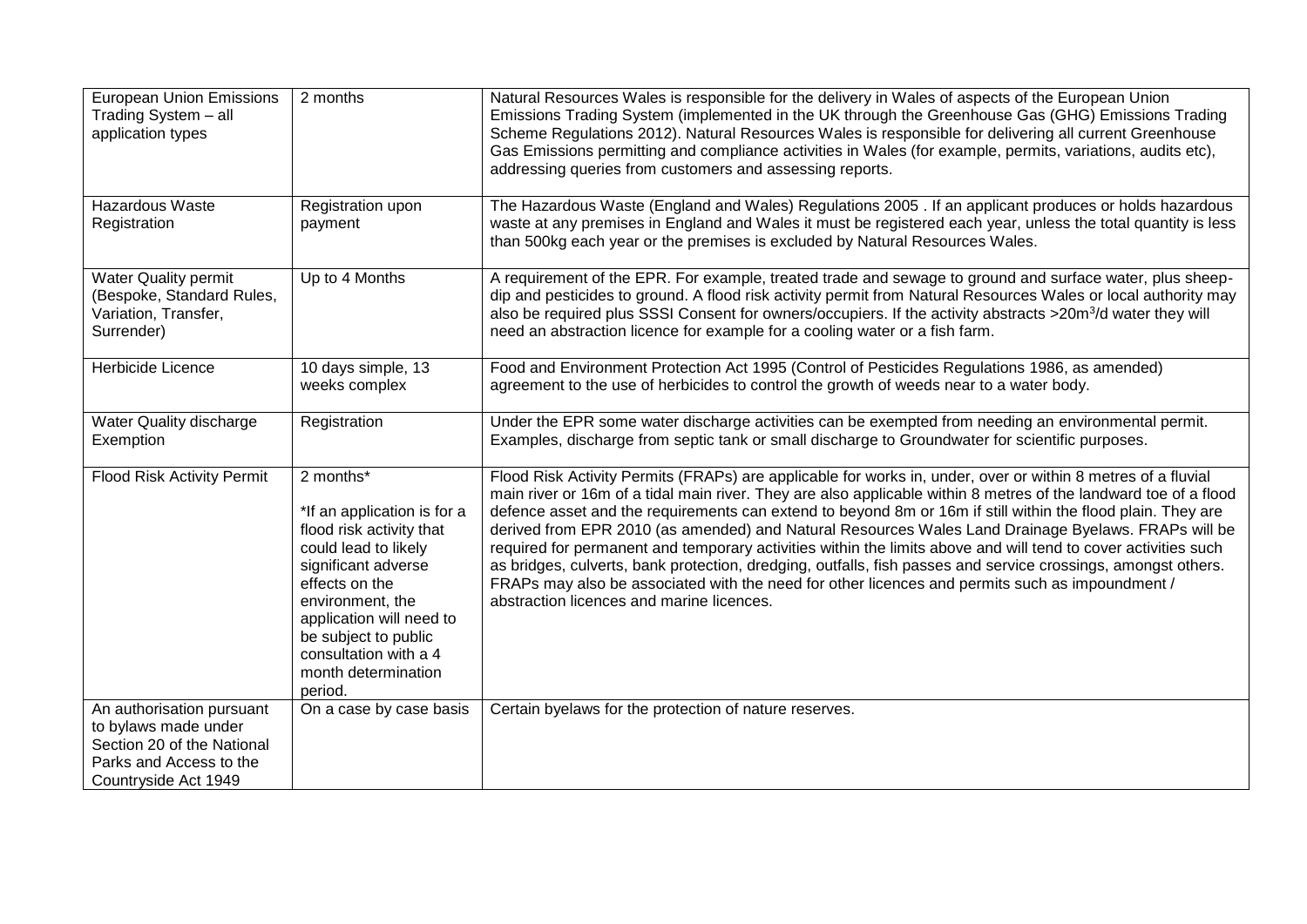| | | |
|---|---|---|
| European Union Emissions Trading System – all application types | 2 months | Natural Resources Wales is responsible for the delivery in Wales of aspects of the European Union Emissions Trading System (implemented in the UK through the Greenhouse Gas (GHG) Emissions Trading Scheme Regulations 2012). Natural Resources Wales is responsible for delivering all current Greenhouse Gas Emissions permitting and compliance activities in Wales (for example, permits, variations, audits etc), addressing queries from customers and assessing reports. |
| Hazardous Waste Registration | Registration upon payment | The Hazardous Waste (England and Wales) Regulations 2005 . If an applicant produces or holds hazardous waste at any premises in England and Wales it must be registered each year, unless the total quantity is less than 500kg each year or the premises is excluded by Natural Resources Wales. |
| Water Quality permit (Bespoke, Standard Rules, Variation, Transfer, Surrender) | Up to 4 Months | A requirement of the EPR. For example, treated trade and sewage to ground and surface water, plus sheep-dip and pesticides to ground. A flood risk activity permit from Natural Resources Wales or local authority may also be required plus SSSI Consent for owners/occupiers. If the activity abstracts >20m$^3$/d water they will need an abstraction licence for example for a cooling water or a fish farm. |
| Herbicide Licence | 10 days simple, 13 weeks complex | Food and Environment Protection Act 1995 (Control of Pesticides Regulations 1986, as amended) agreement to the use of herbicides to control the growth of weeds near to a water body. |
| Water Quality discharge Exemption | Registration | Under the EPR some water discharge activities can be exempted from needing an environmental permit. Examples, discharge from septic tank or small discharge to Groundwater for scientific purposes. |
| Flood Risk Activity Permit | 2 months*<br><br>*If an application is for a flood risk activity that could lead to likely significant adverse effects on the environment, the application will need to be subject to public consultation with a 4 month determination period. | Flood Risk Activity Permits (FRAPs) are applicable for works in, under, over or within 8 metres of a fluvial main river or 16m of a tidal main river. They are also applicable within 8 metres of the landward toe of a flood defence asset and the requirements can extend to beyond 8m or 16m if still within the flood plain. They are derived from EPR 2010 (as amended) and Natural Resources Wales Land Drainage Byelaws. FRAPs will be required for permanent and temporary activities within the limits above and will tend to cover activities such as bridges, culverts, bank protection, dredging, outfalls, fish passes and service crossings, amongst others. FRAPs may also be associated with the need for other licences and permits such as impoundment / abstraction licences and marine licences. |
| An authorisation pursuant to bylaws made under Section 20 of the National Parks and Access to the Countryside Act 1949 | On a case by case basis | Certain byelaws for the protection of nature reserves. |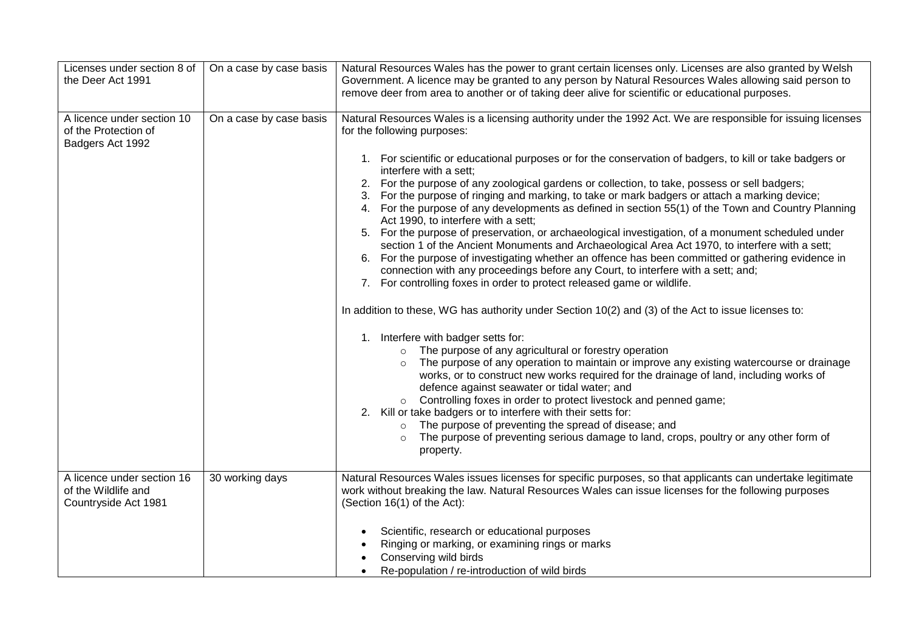| | | |
|---|---|---|
| Licenses under section 8 of the Deer Act 1991 | On a case by case basis | Natural Resources Wales has the power to grant certain licenses only. Licenses are also granted by Welsh Government. A licence may be granted to any person by Natural Resources Wales allowing said person to remove deer from area to another or of taking deer alive for scientific or educational purposes. |
| A licence under section 10 of the Protection of Badgers Act 1992 | On a case by case basis | Natural Resources Wales is a licensing authority under the 1992 Act. We are responsible for issuing licenses for the following purposes:<br><br>1. For scientific or educational purposes or for the conservation of badgers, to kill or take badgers or interfere with a sett;<br>2. For the purpose of any zoological gardens or collection, to take, possess or sell badgers;<br>3. For the purpose of ringing and marking, to take or mark badgers or attach a marking device;<br>4. For the purpose of any developments as defined in section 55(1) of the Town and Country Planning Act 1990, to interfere with a sett;<br>5. For the purpose of preservation, or archaeological investigation, of a monument scheduled under section 1 of the Ancient Monuments and Archaeological Area Act 1970, to interfere with a sett;<br>6. For the purpose of investigating whether an offence has been committed or gathering evidence in connection with any proceedings before any Court, to interfere with a sett; and;<br>7. For controlling foxes in order to protect released game or wildlife.<br><br>In addition to these, WG has authority under Section 10(2) and (3) of the Act to issue licenses to:<br><br>1. Interfere with badger setts for:<br>◦ The purpose of any agricultural or forestry operation<br>◦ The purpose of any operation to maintain or improve any existing watercourse or drainage works, or to construct new works required for the drainage of land, including works of defence against seawater or tidal water; and<br>◦ Controlling foxes in order to protect livestock and penned game;<br>2. Kill or take badgers or to interfere with their setts for:<br>◦ The purpose of preventing the spread of disease; and<br>◦ The purpose of preventing serious damage to land, crops, poultry or any other form of property. |
| A licence under section 16 of the Wildlife and Countryside Act 1981 | 30 working days | Natural Resources Wales issues licenses for specific purposes, so that applicants can undertake legitimate work without breaking the law. Natural Resources Wales can issue licenses for the following purposes (Section 16(1) of the Act):<br><br>• Scientific, research or educational purposes<br>• Ringing or marking, or examining rings or marks<br>• Conserving wild birds<br>• Re-population / re-introduction of wild birds |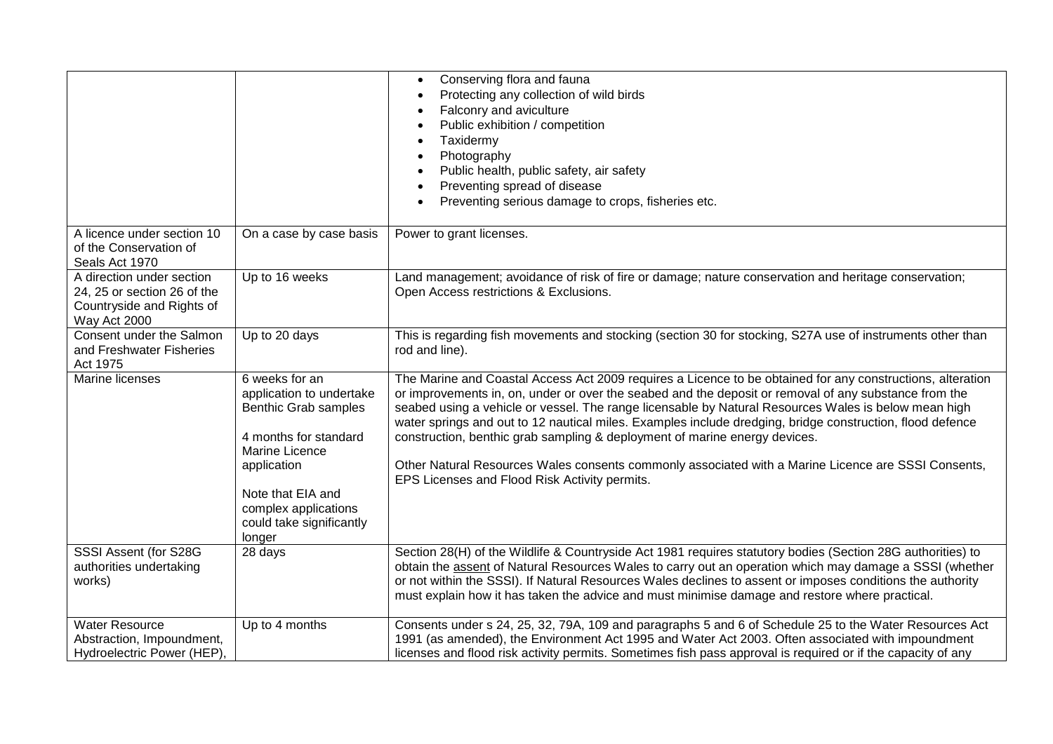| | | |
|---|---|---|
| | | • Conserving flora and fauna<br>• Protecting any collection of wild birds<br>• Falconry and aviculture<br>• Public exhibition / competition<br>• Taxidermy<br>• Photography<br>• Public health, public safety, air safety<br>• Preventing spread of disease<br>• Preventing serious damage to crops, fisheries etc. |
| A licence under section 10 of the Conservation of Seals Act 1970 | On a case by case basis | Power to grant licenses. |
| A direction under section 24, 25 or section 26 of the Countryside and Rights of Way Act 2000 | Up to 16 weeks | Land management; avoidance of risk of fire or damage; nature conservation and heritage conservation; Open Access restrictions & Exclusions. |
| Consent under the Salmon and Freshwater Fisheries Act 1975 | Up to 20 days | This is regarding fish movements and stocking (section 30 for stocking, S27A use of instruments other than rod and line). |
| Marine licenses | 6 weeks for an application to undertake Benthic Grab samples<br><br>4 months for standard Marine Licence application<br><br>Note that EIA and complex applications could take significantly longer | The Marine and Coastal Access Act 2009 requires a Licence to be obtained for any constructions, alteration or improvements in, on, under or over the seabed and the deposit or removal of any substance from the seabed using a vehicle or vessel. The range licensable by Natural Resources Wales is below mean high water springs and out to 12 nautical miles. Examples include dredging, bridge construction, flood defence construction, benthic grab sampling & deployment of marine energy devices.<br><br>Other Natural Resources Wales consents commonly associated with a Marine Licence are SSSI Consents, EPS Licenses and Flood Risk Activity permits. |
| SSSI Assent (for S28G authorities undertaking works) | 28 days | Section 28(H) of the Wildlife & Countryside Act 1981 requires statutory bodies (Section 28G authorities) to obtain the assent of Natural Resources Wales to carry out an operation which may damage a SSSI (whether or not within the SSSI). If Natural Resources Wales declines to assent or imposes conditions the authority must explain how it has taken the advice and must minimise damage and restore where practical. |
| Water Resource Abstraction, Impoundment, Hydroelectric Power (HEP), | Up to 4 months | Consents under s 24, 25, 32, 79A, 109 and paragraphs 5 and 6 of Schedule 25 to the Water Resources Act 1991 (as amended), the Environment Act 1995 and Water Act 2003. Often associated with impoundment licenses and flood risk activity permits. Sometimes fish pass approval is required or if the capacity of any |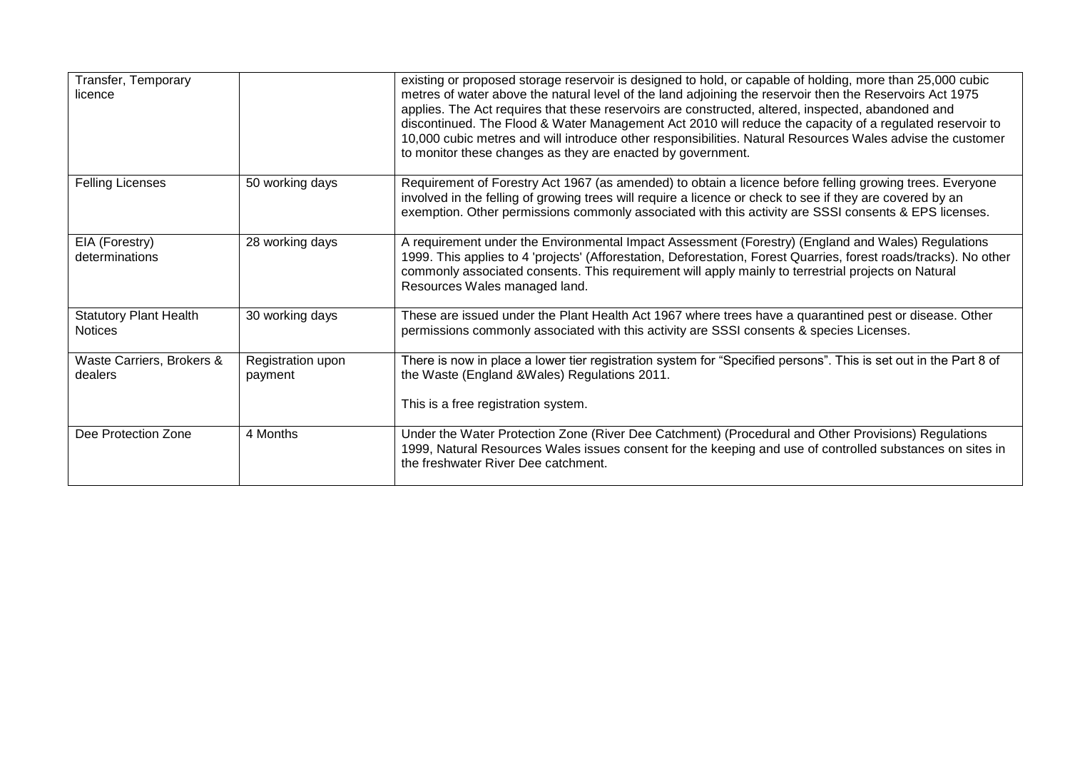| | | |
|---|---|---|
| Transfer, Temporary licence | | existing or proposed storage reservoir is designed to hold, or capable of holding, more than 25,000 cubic metres of water above the natural level of the land adjoining the reservoir then the Reservoirs Act 1975 applies. The Act requires that these reservoirs are constructed, altered, inspected, abandoned and discontinued. The Flood & Water Management Act 2010 will reduce the capacity of a regulated reservoir to 10,000 cubic metres and will introduce other responsibilities. Natural Resources Wales advise the customer to monitor these changes as they are enacted by government. |
| Felling Licenses | 50 working days | Requirement of Forestry Act 1967 (as amended) to obtain a licence before felling growing trees. Everyone involved in the felling of growing trees will require a licence or check to see if they are covered by an exemption. Other permissions commonly associated with this activity are SSSI consents & EPS licenses. |
| EIA (Forestry) determinations | 28 working days | A requirement under the Environmental Impact Assessment (Forestry) (England and Wales) Regulations 1999. This applies to 4 'projects' (Afforestation, Deforestation, Forest Quarries, forest roads/tracks). No other commonly associated consents. This requirement will apply mainly to terrestrial projects on Natural Resources Wales managed land. |
| Statutory Plant Health Notices | 30 working days | These are issued under the Plant Health Act 1967 where trees have a quarantined pest or disease. Other permissions commonly associated with this activity are SSSI consents & species Licenses. |
| Waste Carriers, Brokers & dealers | Registration upon payment | There is now in place a lower tier registration system for "Specified persons". This is set out in the Part 8 of the Waste (England &Wales) Regulations 2011.<br><br>This is a free registration system. |
| Dee Protection Zone | 4 Months | Under the Water Protection Zone (River Dee Catchment) (Procedural and Other Provisions) Regulations 1999, Natural Resources Wales issues consent for the keeping and use of controlled substances on sites in the freshwater River Dee catchment. |